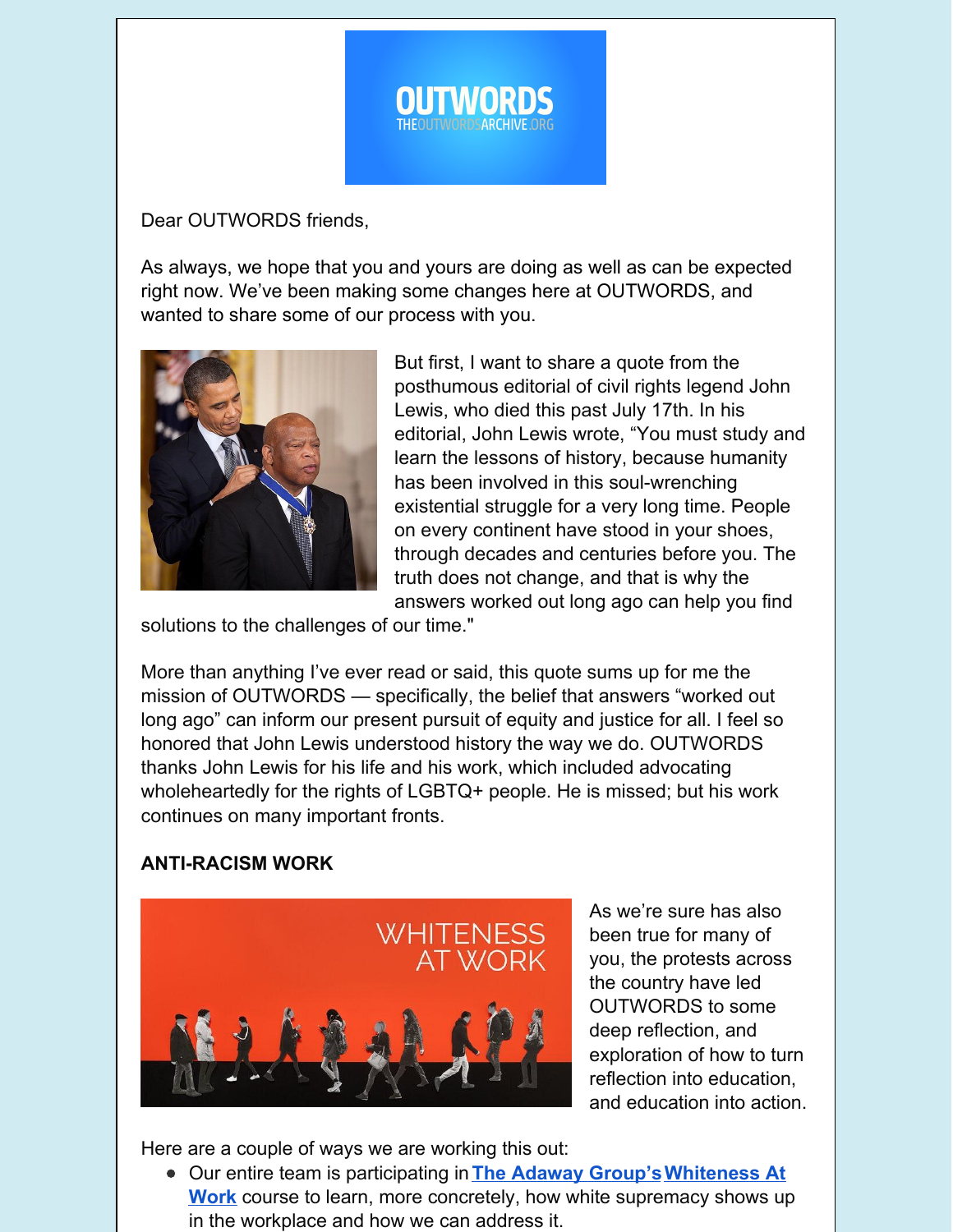Dear OUTWORDS friends,

As always, we hope that you and yours are doing as well as can be expected right now. We've been making some changes here at OUTWORDS, and wanted to share some of our process with you.

But first, I want to share a quote from the posthumous editorial of civil rights legend John Lewis, who died this past July 17th. In his editorial, John Lewis wrote, "You must study and learn the lessons of history, because humanity has been involved in this soul-wrenching existential struggle for a very long time. People on every continent have stood in your shoes, through decades and centuries before you. The truth does not change, and that is why the answers worked out long ago can help you find solutions to the challenges of our time."

More than anything I've ever read or said, this quote sums up for me the mission of OUTWORDS — specifically, the belief that answers "worked out long ago" can inform our present pursuit of equity and justice for all. I feel so honored that John Lewis understood history the way we do. OUTWORDS thanks John Lewis for his life and his work, which included advocating wholeheartedly for the rights of LGBTQ+ people. He is missed; but his work continues on many important fronts.

**ANTI-RACISM WORK**

As we're sure has also been true for many of you, the protests across the country have led OUTWORDS to some deep reflection, and exploration of how to turn reflection into education, and education into action.

Here are a couple of ways we are working this out:

- Our entire team is participating in **The Adaway Group's Whiteness At Work** course to learn, more concretely, how white supremacy shows up in the workplace and how we can address it.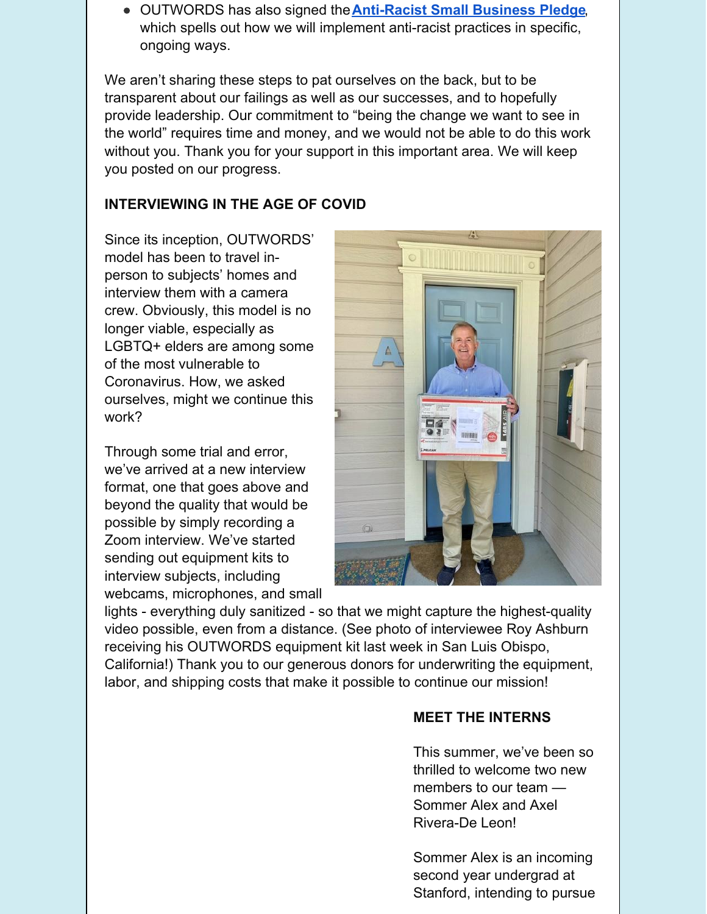- OUTWORDS has also signed the **Anti-Racist Small Business Pledge**, which spells out how we will implement anti-racist practices in specific, ongoing ways.

We aren't sharing these steps to pat ourselves on the back, but to be transparent about our failings as well as our successes, and to hopefully provide leadership. Our commitment to "being the change we want to see in the world" requires time and money, and we would not be able to do this work without you. Thank you for your support in this important area. We will keep you posted on our progress.

**INTERVIEWING IN THE AGE OF COVID**

Since its inception, OUTWORDS' model has been to travel in-person to subjects' homes and interview them with a camera crew. Obviously, this model is no longer viable, especially as LGBTQ+ elders are among some of the most vulnerable to Coronavirus. How, we asked ourselves, might we continue this work?

Through some trial and error, we've arrived at a new interview format, one that goes above and beyond the quality that would be possible by simply recording a Zoom interview. We've started sending out equipment kits to interview subjects, including webcams, microphones, and small lights - everything duly sanitized - so that we might capture the highest-quality video possible, even from a distance. (See photo of interviewee Roy Ashburn receiving his OUTWORDS equipment kit last week in San Luis Obispo, California!) Thank you to our generous donors for underwriting the equipment, labor, and shipping costs that make it possible to continue our mission!

**MEET THE INTERNS**

This summer, we've been so thrilled to welcome two new members to our team — Sommer Alex and Axel Rivera-De Leon!

Sommer Alex is an incoming second year undergrad at Stanford, intending to pursue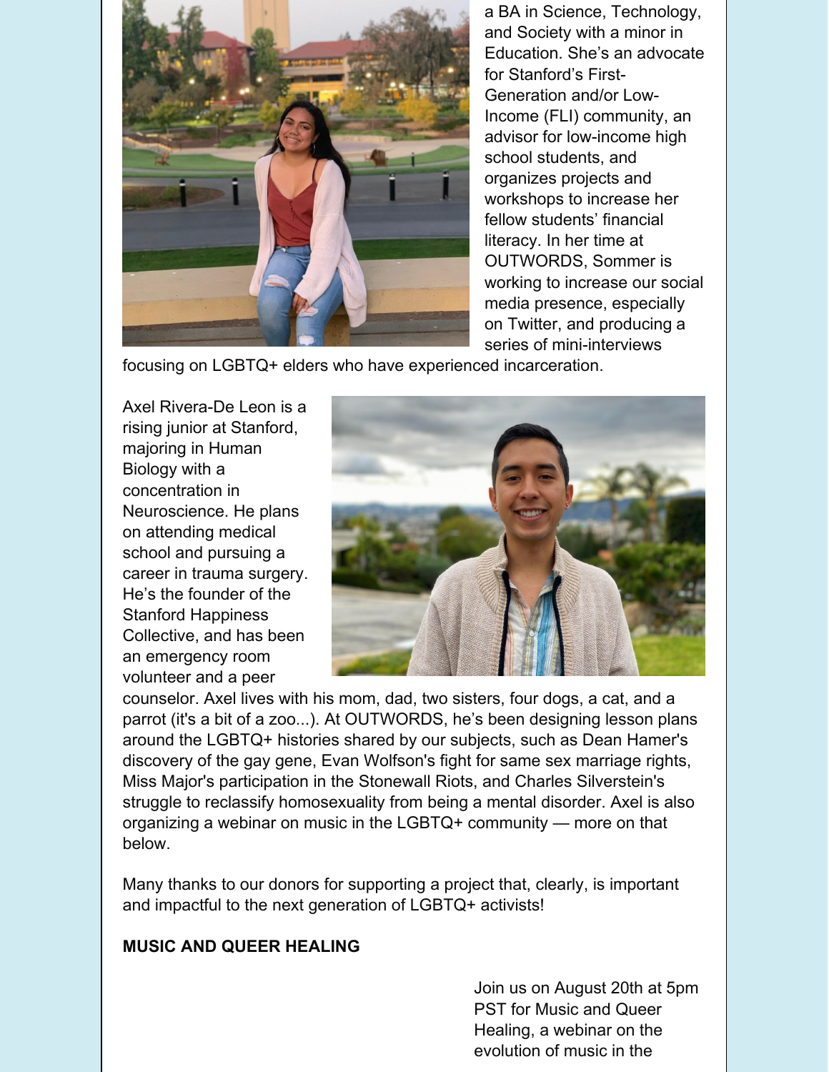a BA in Science, Technology, and Society with a minor in Education. She's an advocate for Stanford's First-Generation and/or Low-Income (FLI) community, an advisor for low-income high school students, and organizes projects and workshops to increase her fellow students' financial literacy. In her time at OUTWORDS, Sommer is working to increase our social media presence, especially on Twitter, and producing a series of mini-interviews focusing on LGBTQ+ elders who have experienced incarceration.

Axel Rivera-De Leon is a rising junior at Stanford, majoring in Human Biology with a concentration in Neuroscience. He plans on attending medical school and pursuing a career in trauma surgery. He's the founder of the Stanford Happiness Collective, and has been an emergency room volunteer and a peer counselor. Axel lives with his mom, dad, two sisters, four dogs, a cat, and a parrot (it's a bit of a zoo...). At OUTWORDS, he's been designing lesson plans around the LGBTQ+ histories shared by our subjects, such as Dean Hamer's discovery of the gay gene, Evan Wolfson's fight for same sex marriage rights, Miss Major's participation in the Stonewall Riots, and Charles Silverstein's struggle to reclassify homosexuality from being a mental disorder. Axel is also organizing a webinar on music in the LGBTQ+ community — more on that below.

Many thanks to our donors for supporting a project that, clearly, is important and impactful to the next generation of LGBTQ+ activists!

**MUSIC AND QUEER HEALING**

Join us on August 20th at 5pm PST for Music and Queer Healing, a webinar on the evolution of music in the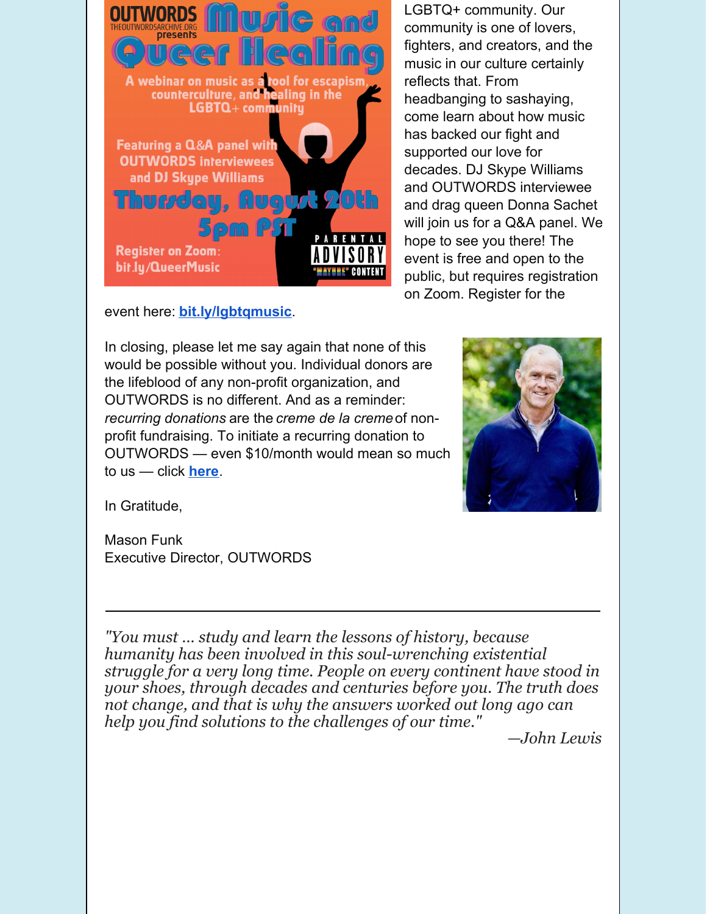LGBTQ+ community. Our community is one of lovers, fighters, and creators, and the music in our culture certainly reflects that. From headbanging to sashaying, come learn about how music has backed our fight and supported our love for decades. DJ Skype Williams and OUTWORDS interviewee and drag queen Donna Sachet will join us for a Q&A panel. We hope to see you there! The event is free and open to the public, but requires registration on Zoom. Register for the event here: **bit.ly/lgbtqmusic**.

In closing, please let me say again that none of this would be possible without you. Individual donors are the lifeblood of any non-profit organization, and OUTWORDS is no different. And as a reminder: *recurring donations* are the *creme de la creme* of non-profit fundraising. To initiate a recurring donation to OUTWORDS — even $10/month would mean so much to us — click **here**.

In Gratitude,

Mason Funk
Executive Director, OUTWORDS

---

*"You must ... study and learn the lessons of history, because humanity has been involved in this soul-wrenching existential struggle for a very long time. People on every continent have stood in your shoes, through decades and centuries before you. The truth does not change, and that is why the answers worked out long ago can help you find solutions to the challenges of our time."*

*—John Lewis*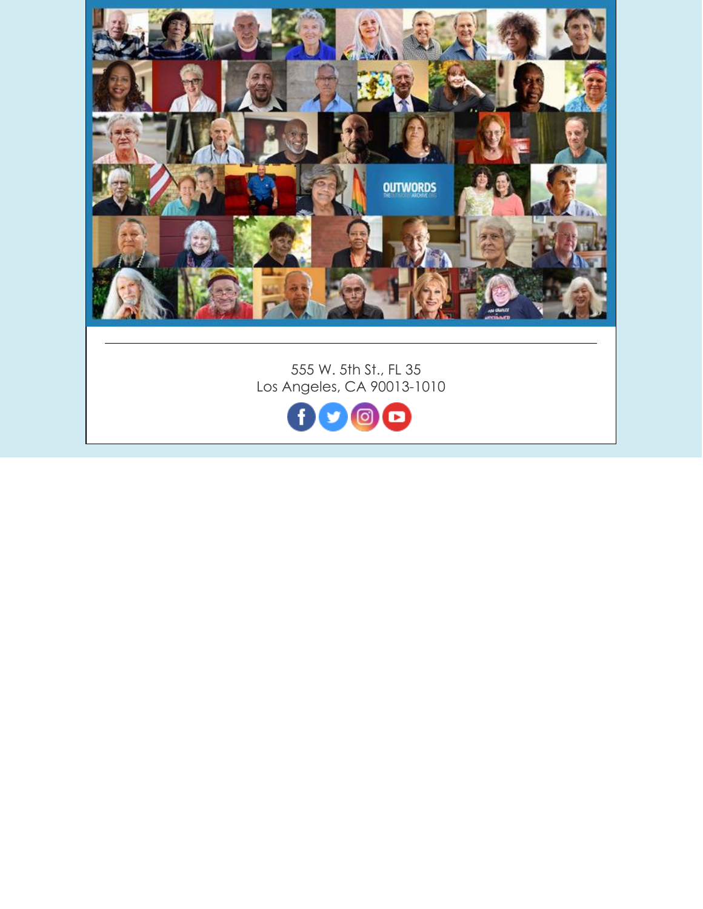555 W. 5th St., FL 35
Los Angeles, CA 90013-1010